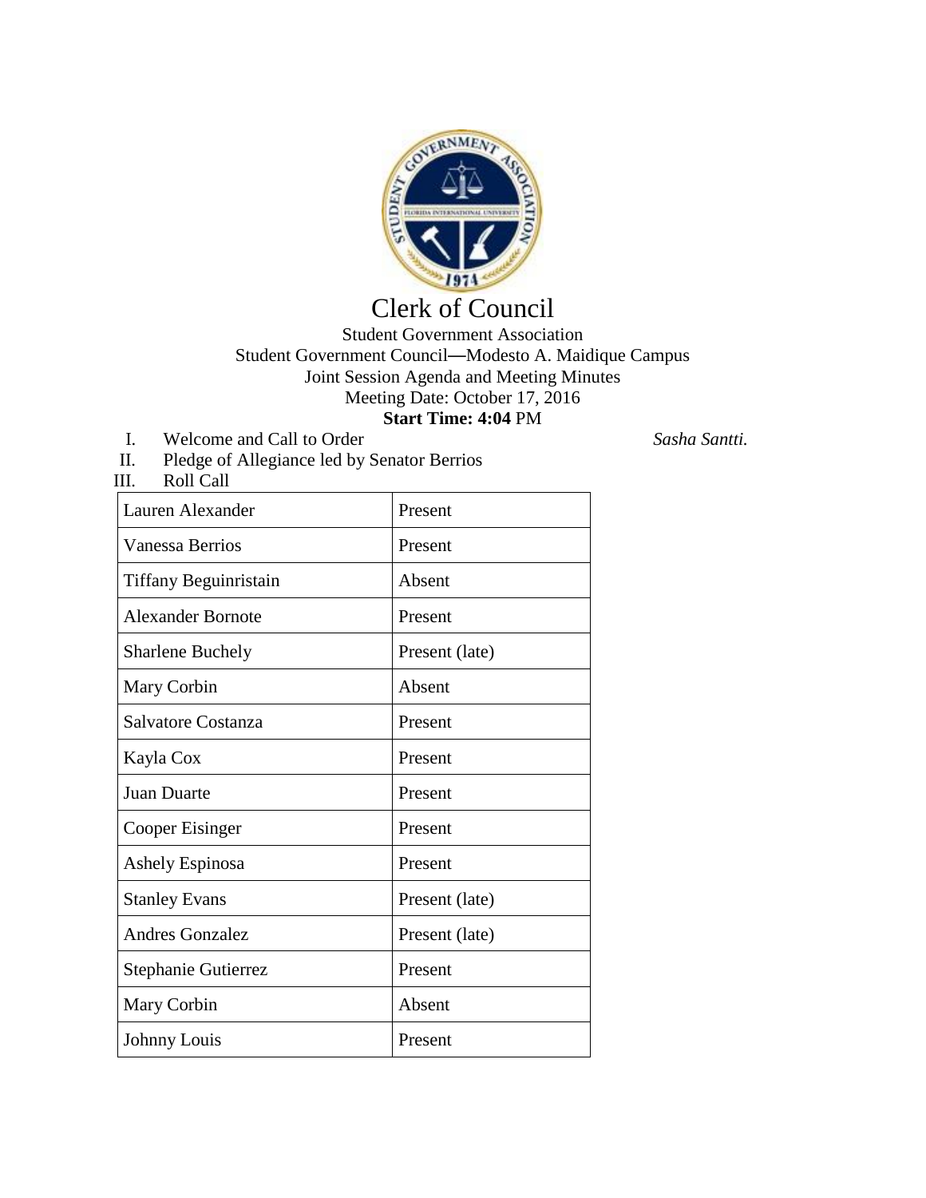# Clerk of Council

Student Government Association
Student Government Council—Modesto A. Maidique Campus
Joint Session Agenda and Meeting Minutes
Meeting Date: October 17, 2016
**Start Time: 4:04** PM

I. Welcome and Call to Order *Sasha Santti.*

II. Pledge of Allegiance led by Senator Berrios

III. Roll Call

| Name | Status |
|---|---|
| Lauren Alexander | Present |
| Vanessa Berrios | Present |
| Tiffany Beguinristain | Absent |
| Alexander Bornote | Present |
| Sharlene Buchely | Present (late) |
| Mary Corbin | Absent |
| Salvatore Costanza | Present |
| Kayla Cox | Present |
| Juan Duarte | Present |
| Cooper Eisinger | Present |
| Ashely Espinosa | Present |
| Stanley Evans | Present (late) |
| Andres Gonzalez | Present (late) |
| Stephanie Gutierrez | Present |
| Mary Corbin | Absent |
| Johnny Louis | Present |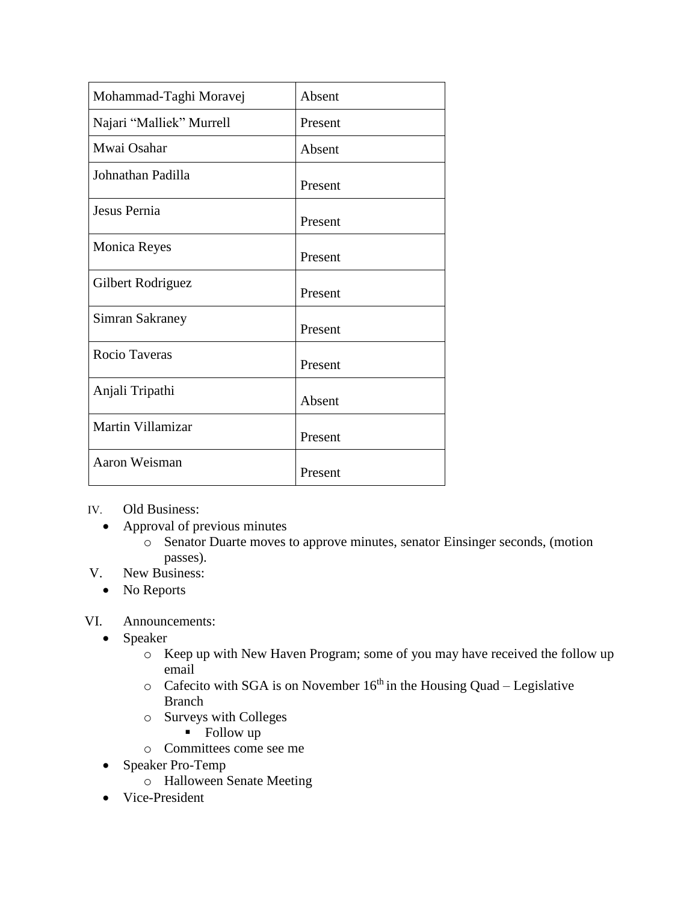| Mohammad-Taghi Moravej | Absent |
|---|---|
| Najari “Malliek” Murrell | Present |
| Mwai Osahar | Absent |
| Johnathan Padilla | Present |
| Jesus Pernia | Present |
| Monica Reyes | Present |
| Gilbert Rodriguez | Present |
| Simran Sakraney | Present |
| Rocio Taveras | Present |
| Anjali Tripathi | Absent |
| Martin Villamizar | Present |
| Aaron Weisman | Present |

IV. Old Business:

- Approval of previous minutes
  - Senator Duarte moves to approve minutes, senator Einsinger seconds, (motion passes).

V. New Business:

- No Reports

VI. Announcements:

- Speaker
  - Keep up with New Haven Program; some of you may have received the follow up email
  - Cafecito with SGA is on November 16th in the Housing Quad – Legislative Branch
  - Surveys with Colleges
    - Follow up
  - Committees come see me
- Speaker Pro-Temp
  - Halloween Senate Meeting
- Vice-President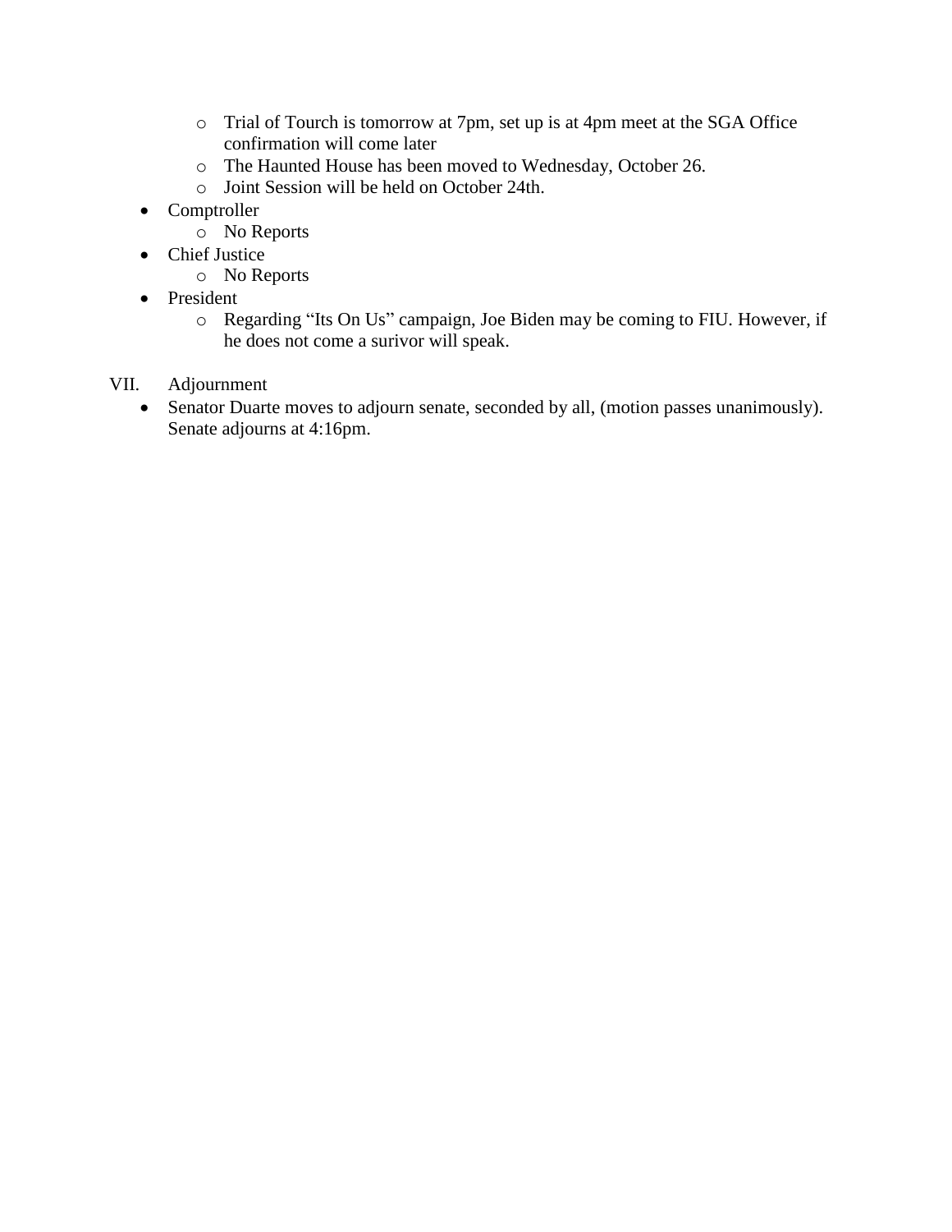- Trial of Tourch is tomorrow at 7pm, set up is at 4pm meet at the SGA Office confirmation will come later
  - The Haunted House has been moved to Wednesday, October 26.
  - Joint Session will be held on October 24th.
- Comptroller
  - No Reports
- Chief Justice
  - No Reports
- President
  - Regarding "Its On Us" campaign, Joe Biden may be coming to FIU. However, if he does not come a surivor will speak.

VII. Adjournment

- Senator Duarte moves to adjourn senate, seconded by all, (motion passes unanimously). Senate adjourns at 4:16pm.